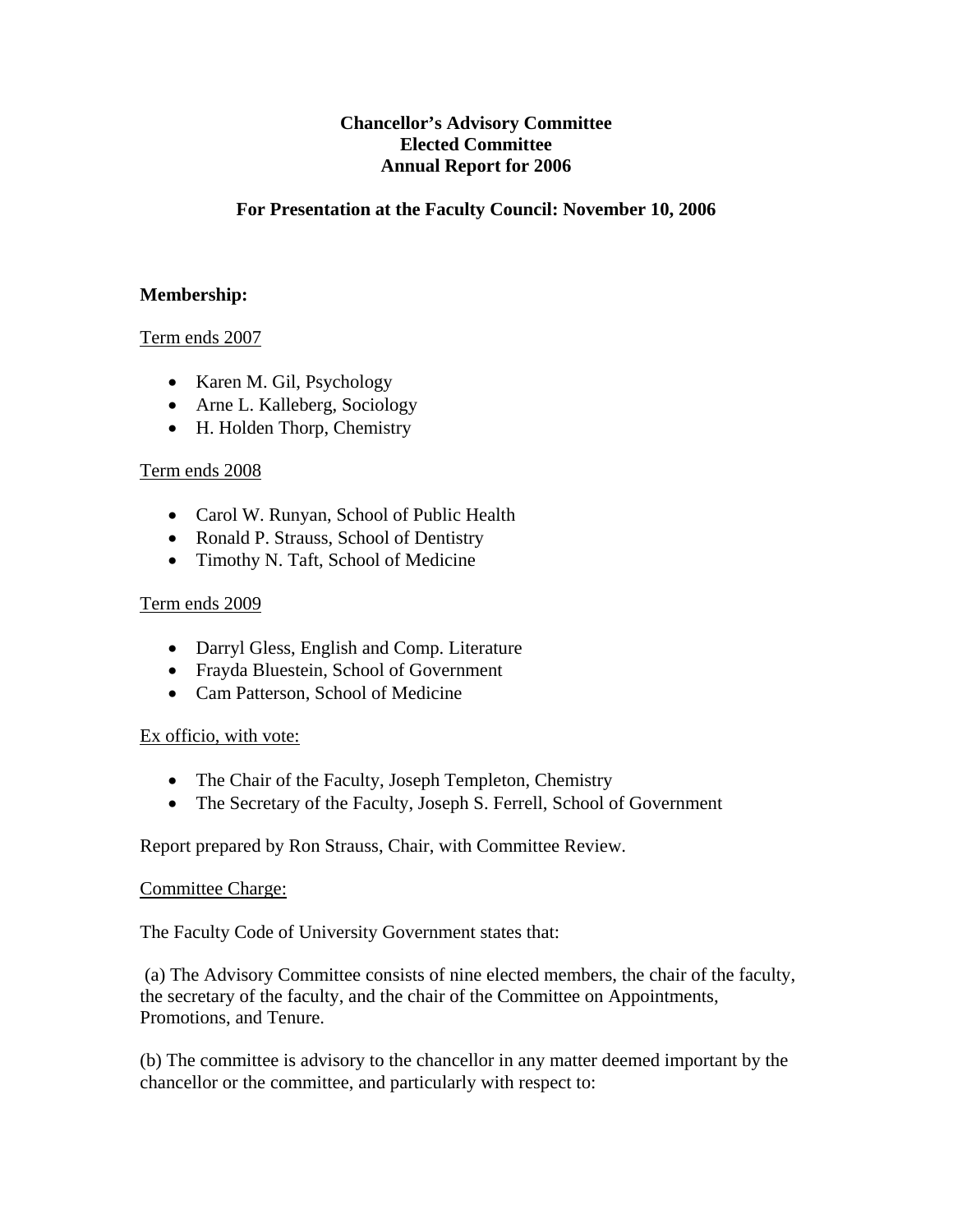# Chancellor's Advisory Committee
# Elected Committee
# Annual Report for 2006

## For Presentation at the Faculty Council: November 10, 2006

**Membership:**

Term ends 2007

- Karen M. Gil, Psychology
- Arne L. Kalleberg, Sociology
- H. Holden Thorp, Chemistry

Term ends 2008

- Carol W. Runyan, School of Public Health
- Ronald P. Strauss, School of Dentistry
- Timothy N. Taft, School of Medicine

Term ends 2009

- Darryl Gless, English and Comp. Literature
- Frayda Bluestein, School of Government
- Cam Patterson, School of Medicine

Ex officio, with vote:

- The Chair of the Faculty, Joseph Templeton, Chemistry
- The Secretary of the Faculty, Joseph S. Ferrell, School of Government

Report prepared by Ron Strauss, Chair, with Committee Review.

Committee Charge:

The Faculty Code of University Government states that:

(a) The Advisory Committee consists of nine elected members, the chair of the faculty, the secretary of the faculty, and the chair of the Committee on Appointments, Promotions, and Tenure.

(b) The committee is advisory to the chancellor in any matter deemed important by the chancellor or the committee, and particularly with respect to: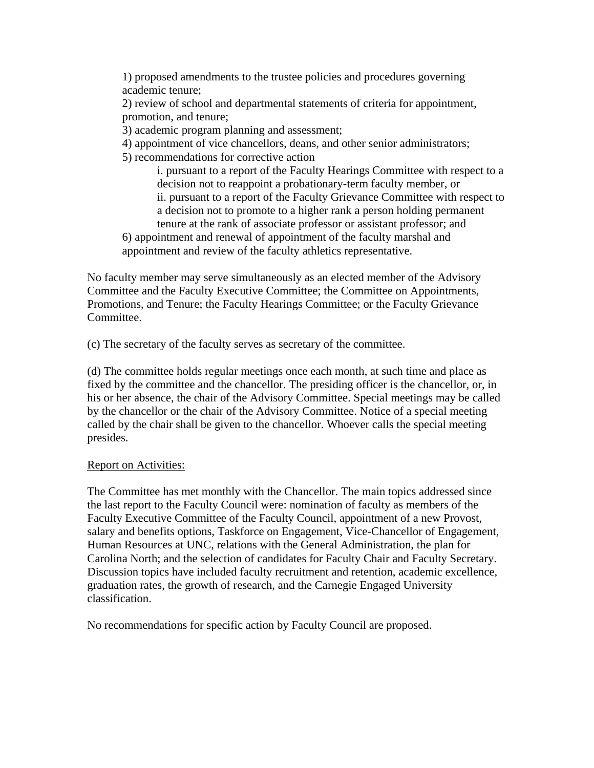1) proposed amendments to the trustee policies and procedures governing academic tenure;
2) review of school and departmental statements of criteria for appointment, promotion, and tenure;
3) academic program planning and assessment;
4) appointment of vice chancellors, deans, and other senior administrators;
5) recommendations for corrective action
    i. pursuant to a report of the Faculty Hearings Committee with respect to a decision not to reappoint a probationary-term faculty member, or
    ii. pursuant to a report of the Faculty Grievance Committee with respect to a decision not to promote to a higher rank a person holding permanent tenure at the rank of associate professor or assistant professor; and
6) appointment and renewal of appointment of the faculty marshal and appointment and review of the faculty athletics representative.

No faculty member may serve simultaneously as an elected member of the Advisory Committee and the Faculty Executive Committee; the Committee on Appointments, Promotions, and Tenure; the Faculty Hearings Committee; or the Faculty Grievance Committee.

(c) The secretary of the faculty serves as secretary of the committee.

(d) The committee holds regular meetings once each month, at such time and place as fixed by the committee and the chancellor. The presiding officer is the chancellor, or, in his or her absence, the chair of the Advisory Committee. Special meetings may be called by the chancellor or the chair of the Advisory Committee. Notice of a special meeting called by the chair shall be given to the chancellor. Whoever calls the special meeting presides.

<u>Report on Activities:</u>

The Committee has met monthly with the Chancellor. The main topics addressed since the last report to the Faculty Council were: nomination of faculty as members of the Faculty Executive Committee of the Faculty Council, appointment of a new Provost, salary and benefits options, Taskforce on Engagement, Vice-Chancellor of Engagement, Human Resources at UNC, relations with the General Administration, the plan for Carolina North; and the selection of candidates for Faculty Chair and Faculty Secretary. Discussion topics have included faculty recruitment and retention, academic excellence, graduation rates, the growth of research, and the Carnegie Engaged University classification.

No recommendations for specific action by Faculty Council are proposed.